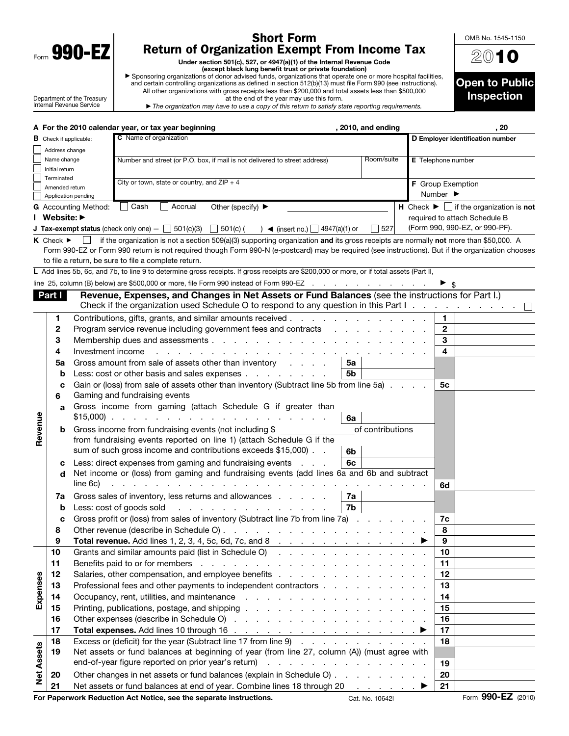Form **990-EZ**

Department of the Treasury
Internal Revenue Service

# Short Form
# Return of Organization Exempt From Income Tax

**Under section 501(c), 527, or 4947(a)(1) of the Internal Revenue Code (except black lung benefit trust or private foundation)**

▶ Sponsoring organizations of donor advised funds, organizations that operate one or more hospital facilities, and certain controlling organizations as defined in section 512(b)(13) must file Form 990 (see instructions). All other organizations with gross receipts less than $200,000 and total assets less than $500,000 at the end of the year may use this form.

▶ *The organization may have to use a copy of this return to satisfy state reporting requirements.*

OMB No. 1545-1150

**2010**

**Open to Public Inspection**

**A For the 2010 calendar year, or tax year beginning , 2010, and ending , 20**

**B** Check if applicable:
- ☐ Address change
- ☐ Name change
- ☐ Initial return
- ☐ Terminated
- ☐ Amended return
- ☐ Application pending

**C** Name of organization

Number and street (or P.O. box, if mail is not delivered to street address) | Room/suite

City or town, state or country, and ZIP + 4

**D Employer identification number**

**E** Telephone number

**F** Group Exemption Number ▶

**G** Accounting Method: ☐ Cash ☐ Accrual Other (specify) ▶

**H** Check ▶ ☐ if the organization is **not** required to attach Schedule B (Form 990, 990-EZ, or 990-PF).

**I Website:** ▶

**J Tax-exempt status** (check only one) — ☐ 501(c)(3) ☐ 501(c) ( ) ◀ (insert no.) ☐ 4947(a)(1) or ☐ 527

**K** Check ▶ ☐ if the organization is not a section 509(a)(3) supporting organization **and** its gross receipts are normally **not** more than $50,000. A Form 990-EZ or Form 990 return is not required though Form 990-N (e-postcard) may be required (see instructions). But if the organization chooses to file a return, be sure to file a complete return.

**L** Add lines 5b, 6c, and 7b, to line 9 to determine gross receipts. If gross receipts are $200,000 or more, or if total assets (Part II, line 25, column (B) below) are $500,000 or more, file Form 990 instead of Form 990-EZ . . . ▶ $

## Part I Revenue, Expenses, and Changes in Net Assets or Fund Balances (see the instructions for Part I.)

Check if the organization used Schedule O to respond to any question in this Part I . . . ☐

| Section | Line | Description | Sub-line | Sub-amount | Line | Amount |
|---|---|---|---|---|---|---|
| Revenue | 1 | Contributions, gifts, grants, and similar amounts received | | | 1 | |
| | 2 | Program service revenue including government fees and contracts | | | 2 | |
| | 3 | Membership dues and assessments | | | 3 | |
| | 4 | Investment income | | | 4 | |
| | 5a | Gross amount from sale of assets other than inventory | 5a | | | |
| | b | Less: cost or other basis and sales expenses | 5b | | | |
| | c | Gain or (loss) from sale of assets other than inventory (Subtract line 5b from line 5a) | | | 5c | |
| | 6 | Gaming and fundraising events | | | | |
| | a | Gross income from gaming (attach Schedule G if greater than $15,000) | 6a | | | |
| | b | Gross income from fundraising events (not including $ of contributions from fundraising events reported on line 1) (attach Schedule G if the sum of such gross income and contributions exceeds $15,000) | 6b | | | |
| | c | Less: direct expenses from gaming and fundraising events | 6c | | | |
| | d | Net income or (loss) from gaming and fundraising events (add lines 6a and 6b and subtract line 6c) | | | 6d | |
| | 7a | Gross sales of inventory, less returns and allowances | 7a | | | |
| | b | Less: cost of goods sold | 7b | | | |
| | c | Gross profit or (loss) from sales of inventory (Subtract line 7b from line 7a) | | | 7c | |
| | 8 | Other revenue (describe in Schedule O) | | | 8 | |
| | 9 | **Total revenue.** Add lines 1, 2, 3, 4, 5c, 6d, 7c, and 8 ▶ | | | 9 | |
| Expenses | 10 | Grants and similar amounts paid (list in Schedule O) | | | 10 | |
| | 11 | Benefits paid to or for members | | | 11 | |
| | 12 | Salaries, other compensation, and employee benefits | | | 12 | |
| | 13 | Professional fees and other payments to independent contractors | | | 13 | |
| | 14 | Occupancy, rent, utilities, and maintenance | | | 14 | |
| | 15 | Printing, publications, postage, and shipping | | | 15 | |
| | 16 | Other expenses (describe in Schedule O) | | | 16 | |
| | 17 | **Total expenses.** Add lines 10 through 16 ▶ | | | 17 | |
| Net Assets | 18 | Excess or (deficit) for the year (Subtract line 17 from line 9) | | | 18 | |
| | 19 | Net assets or fund balances at beginning of year (from line 27, column (A)) (must agree with end-of-year figure reported on prior year's return) | | | 19 | |
| | 20 | Other changes in net assets or fund balances (explain in Schedule O) | | | 20 | |
| | 21 | Net assets or fund balances at end of year. Combine lines 18 through 20 ▶ | | | 21 | |

**For Paperwork Reduction Act Notice, see the separate instructions.** Cat. No. 10642I Form **990-EZ** (2010)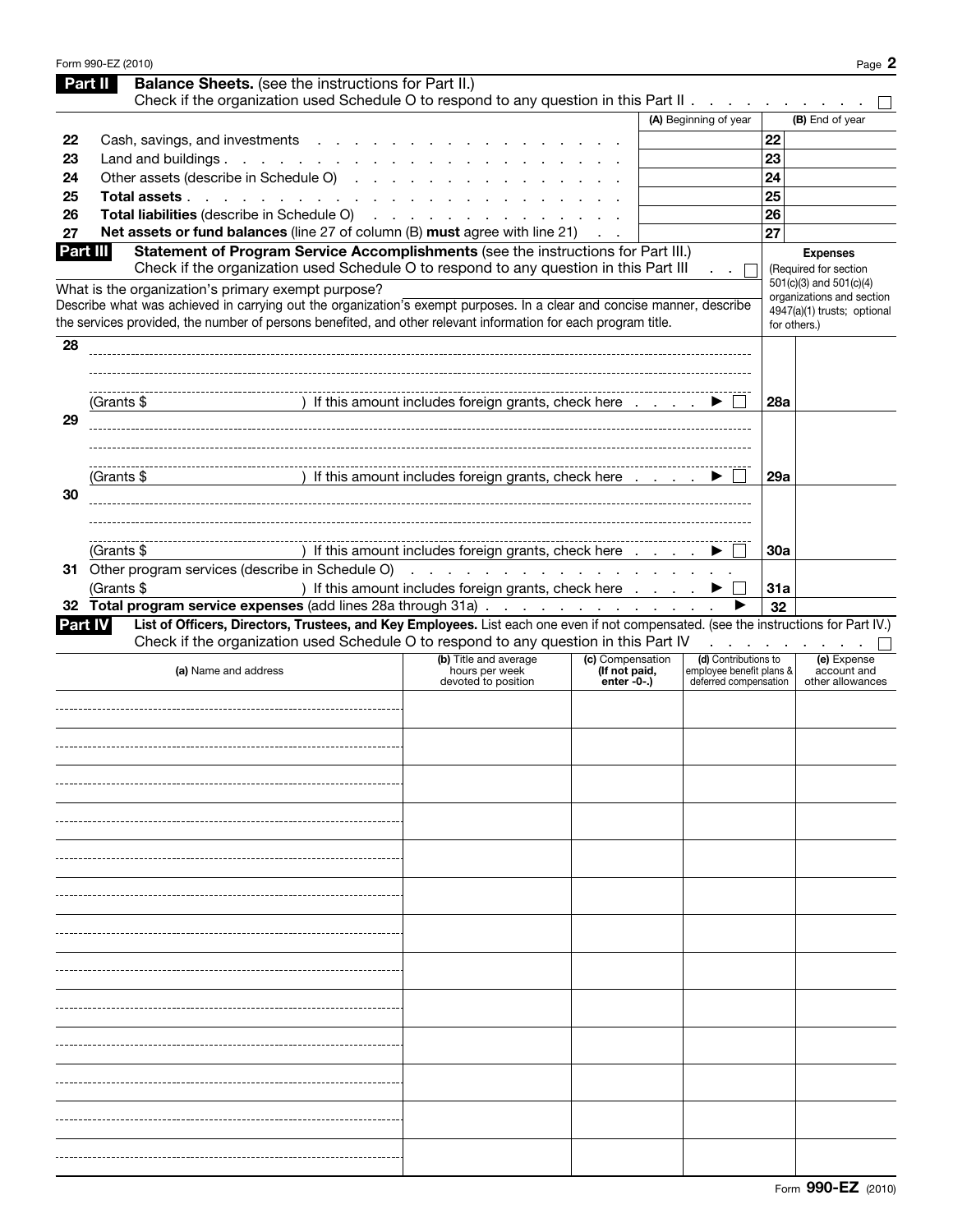## Part II Balance Sheets. (see the instructions for Part II.)

Check if the organization used Schedule O to respond to any question in this Part II . . . . . . . . . . . ☐

| | | (A) Beginning of year | | (B) End of year |
|---|---|---|---|---|
| 22 | Cash, savings, and investments | | 22 | |
| 23 | Land and buildings | | 23 | |
| 24 | Other assets (describe in Schedule O) | | 24 | |
| 25 | **Total assets** | | 25 | |
| 26 | **Total liabilities** (describe in Schedule O) | | 26 | |
| 27 | **Net assets or fund balances** (line 27 of column (B) **must** agree with line 21) | | 27 | |

## Part III Statement of Program Service Accomplishments (see the instructions for Part III.)

Check if the organization used Schedule O to respond to any question in this Part III . . ☐

What is the organization's primary exempt purpose?

Describe what was achieved in carrying out the organization's exempt purposes. In a clear and concise manner, describe the services provided, the number of persons benefited, and other relevant information for each program title.

| | | | **Expenses** (Required for section 501(c)(3) and 501(c)(4) organizations and section 4947(a)(1) trusts; optional for others.) |
|---|---|---|---|
| 28 | (Grants $ ) If this amount includes foreign grants, check here . . . . . ▶ ☐ | 28a | |
| 29 | (Grants $ ) If this amount includes foreign grants, check here . . . . . ▶ ☐ | 29a | |
| 30 | (Grants $ ) If this amount includes foreign grants, check here . . . . . ▶ ☐ | 30a | |
| 31 | Other program services (describe in Schedule O)<br>(Grants $ ) If this amount includes foreign grants, check here . . . . . ▶ ☐ | 31a | |
| 32 | **Total program service expenses** (add lines 28a through 31a) . . . . . ▶ | 32 | |

## Part IV List of Officers, Directors, Trustees, and Key Employees. List each one even if not compensated. (see the instructions for Part IV.)

Check if the organization used Schedule O to respond to any question in this Part IV . . . . . . . . . ☐

| (a) Name and address | (b) Title and average hours per week devoted to position | (c) Compensation **(If not paid, enter -0-.)** | (d) Contributions to employee benefit plans & deferred compensation | (e) Expense account and other allowances |
|---|---|---|---|---|
| | | | | |
| | | | | |
| | | | | |
| | | | | |
| | | | | |
| | | | | |
| | | | | |
| | | | | |
| | | | | |
| | | | | |
| | | | | |
| | | | | |
| | | | | |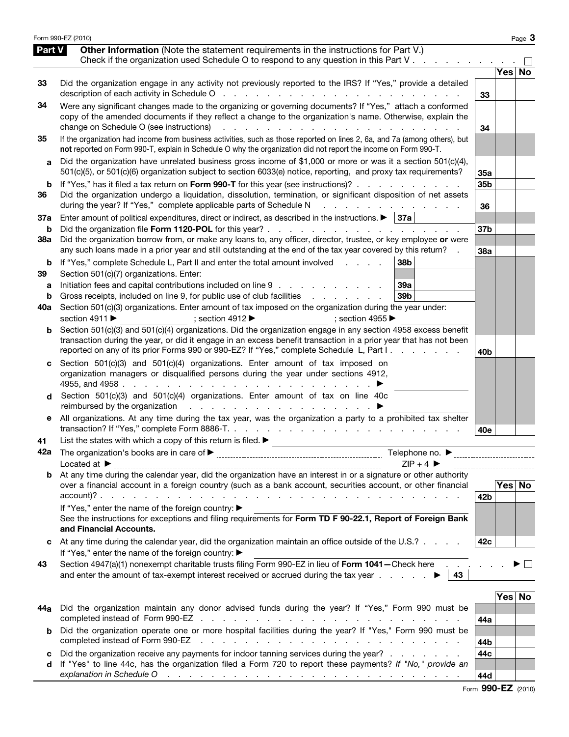## Part V Other Information (Note the statement requirements in the instructions for Part V.)

Check if the organization used Schedule O to respond to any question in this Part V . . . . . . . . . ☐

| | | | Yes | No |
|---|---|---|---|---|
| 33 | Did the organization engage in any activity not previously reported to the IRS? If "Yes," provide a detailed description of each activity in Schedule O | 33 | | |
| 34 | Were any significant changes made to the organizing or governing documents? If "Yes," attach a conformed copy of the amended documents if they reflect a change to the organization's name. Otherwise, explain the change on Schedule O (see instructions) | 34 | | |
| 35 | If the organization had income from business activities, such as those reported on lines 2, 6a, and 7a (among others), but **not** reported on Form 990-T, explain in Schedule O why the organization did not report the income on Form 990-T. | | | |
| a | Did the organization have unrelated business gross income of $1,000 or more or was it a section 501(c)(4), 501(c)(5), or 501(c)(6) organization subject to section 6033(e) notice, reporting, and proxy tax requirements? | 35a | | |
| b | If "Yes," has it filed a tax return on **Form 990-T** for this year (see instructions)? | 35b | | |
| 36 | Did the organization undergo a liquidation, dissolution, termination, or significant disposition of net assets during the year? If "Yes," complete applicable parts of Schedule N | 36 | | |
| 37a | Enter amount of political expenditures, direct or indirect, as described in the instructions. ▶ 37a | | | |
| b | Did the organization file **Form 1120-POL** for this year? | 37b | | |
| 38a | Did the organization borrow from, or make any loans to, any officer, director, trustee, or key employee **or** were any such loans made in a prior year and still outstanding at the end of the tax year covered by this return? | 38a | | |
| b | If "Yes," complete Schedule L, Part II and enter the total amount involved . . . . 38b | | | |
| 39 | Section 501(c)(7) organizations. Enter: | | | |
| a | Initiation fees and capital contributions included on line 9 . . . . 39a | | | |
| b | Gross receipts, included on line 9, for public use of club facilities . . . . 39b | | | |
| 40a | Section 501(c)(3) organizations. Enter amount of tax imposed on the organization during the year under: section 4911 ▶ ______ ; section 4912 ▶ ______ ; section 4955 ▶ ______ | | | |
| b | Section 501(c)(3) and 501(c)(4) organizations. Did the organization engage in any section 4958 excess benefit transaction during the year, or did it engage in an excess benefit transaction in a prior year that has not been reported on any of its prior Forms 990 or 990-EZ? If "Yes," complete Schedule L, Part I | 40b | | |
| c | Section 501(c)(3) and 501(c)(4) organizations. Enter amount of tax imposed on organization managers or disqualified persons during the year under sections 4912, 4955, and 4958 . . . ▶ ______ | | | |
| d | Section 501(c)(3) and 501(c)(4) organizations. Enter amount of tax on line 40c reimbursed by the organization . . . ▶ ______ | | | |
| e | All organizations. At any time during the tax year, was the organization a party to a prohibited tax shelter transaction? If "Yes," complete Form 8886-T. | 40e | | |

41 List the states with which a copy of this return is filed. ▶ ______

42a The organization's books are in care of ▶ ______ Telephone no. ▶ ______

Located at ▶ ______ ZIP + 4 ▶ ______

| | | | Yes | No |
|---|---|---|---|---|
| b | At any time during the calendar year, did the organization have an interest in or a signature or other authority over a financial account in a foreign country (such as a bank account, securities account, or other financial account)? | 42b | | |
| | If "Yes," enter the name of the foreign country: ▶ ______ See the instructions for exceptions and filing requirements for **Form TD F 90-22.1, Report of Foreign Bank and Financial Accounts.** | | | |
| c | At any time during the calendar year, did the organization maintain an office outside of the U.S.? | 42c | | |
| | If "Yes," enter the name of the foreign country: ▶ ______ | | | |

43 Section 4947(a)(1) nonexempt charitable trusts filing Form 990-EZ in lieu of **Form 1041**—Check here . . . . ▶ ☐ and enter the amount of tax-exempt interest received or accrued during the tax year . . . . ▶ 43 ______

| | | | Yes | No |
|---|---|---|---|---|
| 44a | Did the organization maintain any donor advised funds during the year? If "Yes," Form 990 must be completed instead of Form 990-EZ | 44a | | |
| b | Did the organization operate one or more hospital facilities during the year? If "Yes," Form 990 must be completed instead of Form 990-EZ | 44b | | |
| c | Did the organization receive any payments for indoor tanning services during the year? | 44c | | |
| d | If "Yes" to line 44c, has the organization filed a Form 720 to report these payments? *If "No," provide an explanation in Schedule O* | 44d | | |

Form **990-EZ** (2010)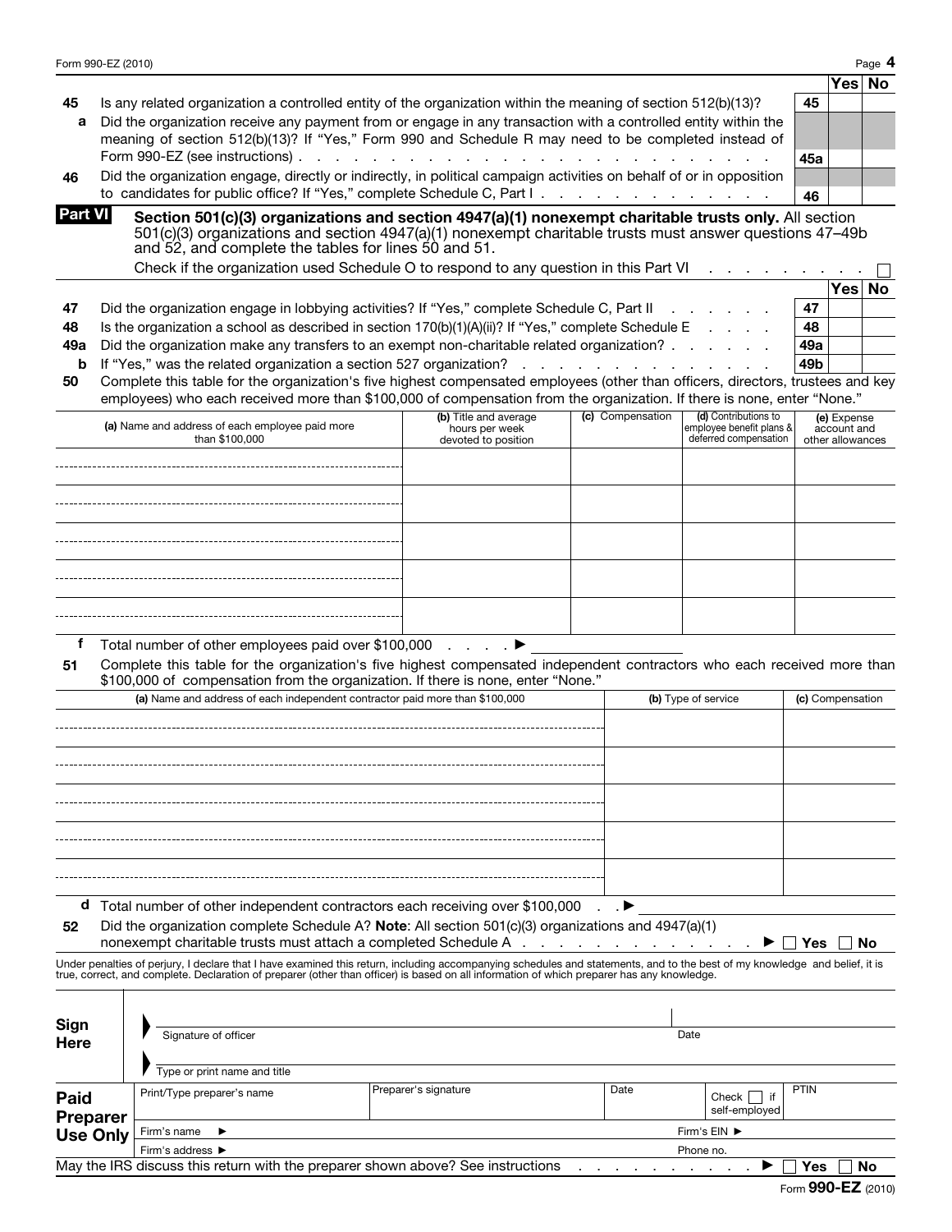| | | | Yes | No |
|---|---|---|---|---|
| **45** | Is any related organization a controlled entity of the organization within the meaning of section 512(b)(13)? | 45 | | |
| **a** | Did the organization receive any payment from or engage in any transaction with a controlled entity within the meaning of section 512(b)(13)? If "Yes," Form 990 and Schedule R may need to be completed instead of Form 990-EZ (see instructions) | 45a | | |
| **46** | Did the organization engage, directly or indirectly, in political campaign activities on behalf of or in opposition to candidates for public office? If "Yes," complete Schedule C, Part I | 46 | | |

## Part VI — Section 501(c)(3) organizations and section 4947(a)(1) nonexempt charitable trusts only.

All section 501(c)(3) organizations and section 4947(a)(1) nonexempt charitable trusts must answer questions 47–49b and 52, and complete the tables for lines 50 and 51.

Check if the organization used Schedule O to respond to any question in this Part VI ☐

| | | | Yes | No |
|---|---|---|---|---|
| **47** | Did the organization engage in lobbying activities? If "Yes," complete Schedule C, Part II | 47 | | |
| **48** | Is the organization a school as described in section 170(b)(1)(A)(ii)? If "Yes," complete Schedule E | 48 | | |
| **49a** | Did the organization make any transfers to an exempt non-charitable related organization? | 49a | | |
| **b** | If "Yes," was the related organization a section 527 organization? | 49b | | |

**50** Complete this table for the organization's five highest compensated employees (other than officers, directors, trustees and key employees) who each received more than $100,000 of compensation from the organization. If there is none, enter "None."

| (a) Name and address of each employee paid more than $100,000 | (b) Title and average hours per week devoted to position | (c) Compensation | (d) Contributions to employee benefit plans & deferred compensation | (e) Expense account and other allowances |
|---|---|---|---|---|
| | | | | |
| | | | | |
| | | | | |
| | | | | |
| | | | | |

**f** Total number of other employees paid over $100,000 ▶

**51** Complete this table for the organization's five highest compensated independent contractors who each received more than $100,000 of compensation from the organization. If there is none, enter "None."

| (a) Name and address of each independent contractor paid more than $100,000 | (b) Type of service | (c) Compensation |
|---|---|---|
| | | |
| | | |
| | | |
| | | |
| | | |

**d** Total number of other independent contractors each receiving over $100,000 ▶

**52** Did the organization complete Schedule A? **Note**: All section 501(c)(3) organizations and 4947(a)(1) nonexempt charitable trusts must attach a completed Schedule A ▶ ☐ Yes ☐ No

Under penalties of perjury, I declare that I have examined this return, including accompanying schedules and statements, and to the best of my knowledge and belief, it is true, correct, and complete. Declaration of preparer (other than officer) is based on all information of which preparer has any knowledge.

**Sign Here**

▶ Signature of officer — Date

▶ Type or print name and title

| **Paid Preparer Use Only** | Print/Type preparer's name | Preparer's signature | Date | Check ☐ if self-employed | PTIN |
|---|---|---|---|---|---|
| | Firm's name ▶ | | | Firm's EIN ▶ | |
| | Firm's address ▶ | | | Phone no. | |

May the IRS discuss this return with the preparer shown above? See instructions ▶ ☐ Yes ☐ No

Form **990-EZ** (2010)